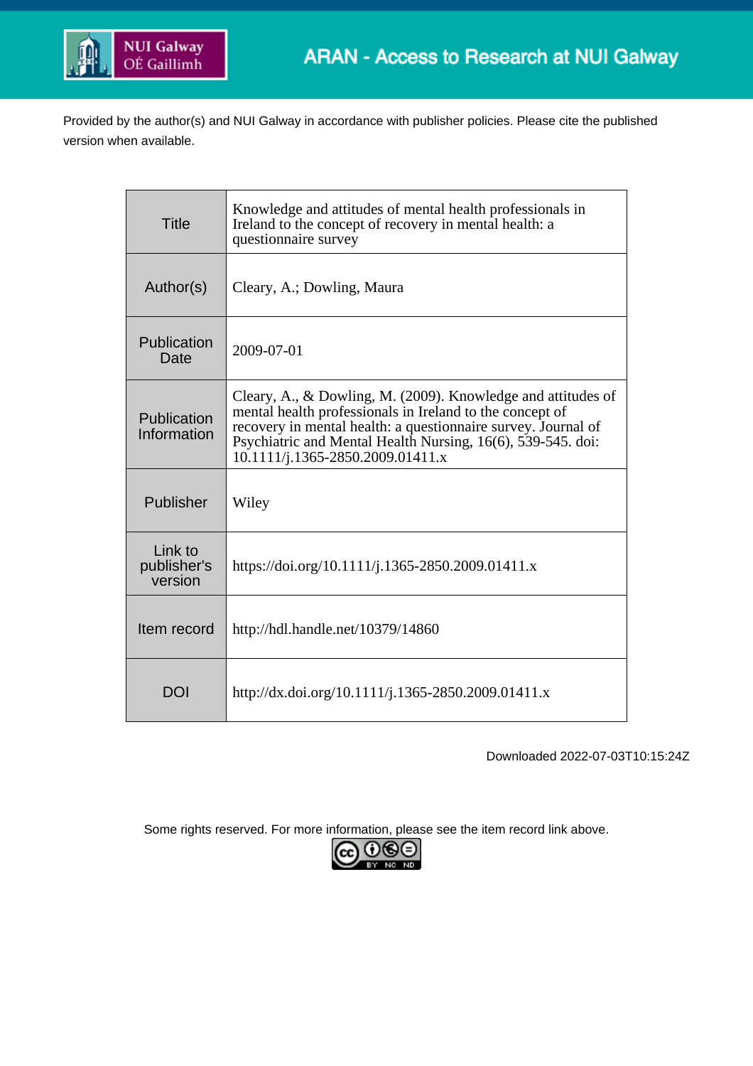Provided by the author(s) and NUI Galway in accordance with publisher policies. Please cite the published version when available.

| Title | Knowledge and attitudes of mental health professionals in Ireland to the concept of recovery in mental health: a questionnaire survey |
|---|---|
| Author(s) | Cleary, A.; Dowling, Maura |
| Publication Date | 2009-07-01 |
| Publication Information | Cleary, A., & Dowling, M. (2009). Knowledge and attitudes of mental health professionals in Ireland to the concept of recovery in mental health: a questionnaire survey. Journal of Psychiatric and Mental Health Nursing, 16(6), 539-545. doi: 10.1111/j.1365-2850.2009.01411.x |
| Publisher | Wiley |
| Link to publisher's version | https://doi.org/10.1111/j.1365-2850.2009.01411.x |
| Item record | http://hdl.handle.net/10379/14860 |
| DOI | http://dx.doi.org/10.1111/j.1365-2850.2009.01411.x |

Downloaded 2022-07-03T10:15:24Z

Some rights reserved. For more information, please see the item record link above.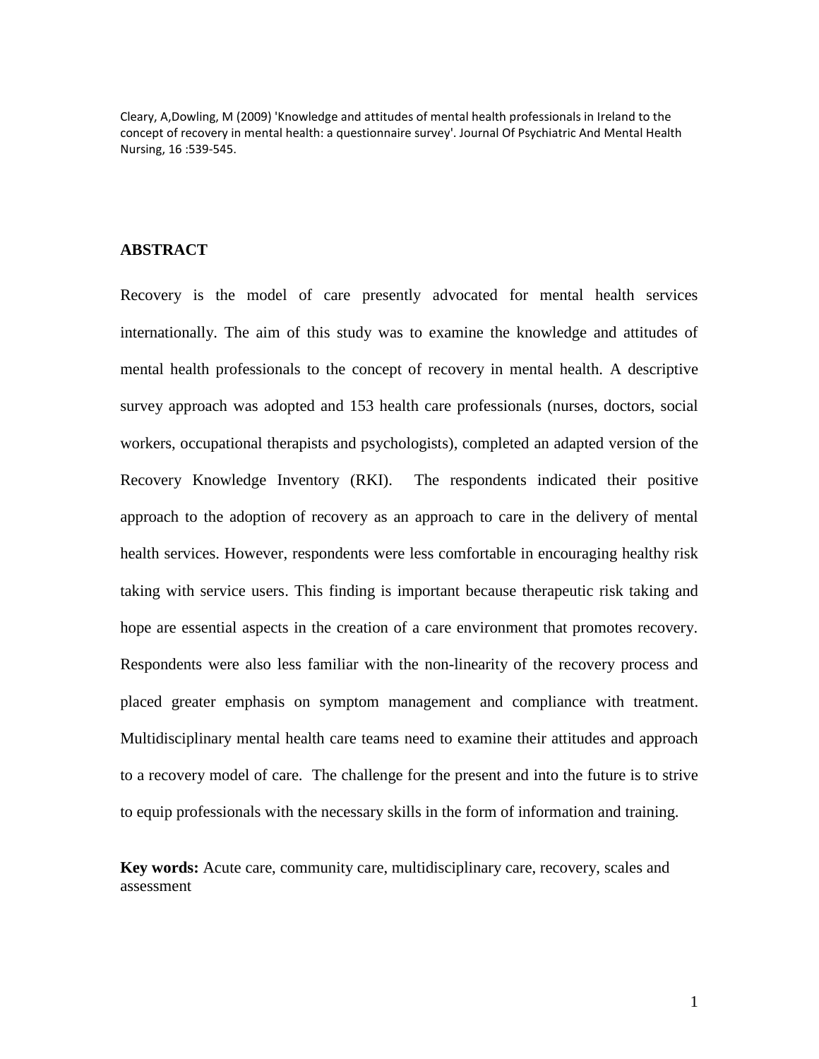Cleary, A,Dowling, M (2009) 'Knowledge and attitudes of mental health professionals in Ireland to the concept of recovery in mental health: a questionnaire survey'. Journal Of Psychiatric And Mental Health Nursing, 16 :539-545.

## ABSTRACT

Recovery is the model of care presently advocated for mental health services internationally. The aim of this study was to examine the knowledge and attitudes of mental health professionals to the concept of recovery in mental health. A descriptive survey approach was adopted and 153 health care professionals (nurses, doctors, social workers, occupational therapists and psychologists), completed an adapted version of the Recovery Knowledge Inventory (RKI). The respondents indicated their positive approach to the adoption of recovery as an approach to care in the delivery of mental health services. However, respondents were less comfortable in encouraging healthy risk taking with service users. This finding is important because therapeutic risk taking and hope are essential aspects in the creation of a care environment that promotes recovery. Respondents were also less familiar with the non-linearity of the recovery process and placed greater emphasis on symptom management and compliance with treatment. Multidisciplinary mental health care teams need to examine their attitudes and approach to a recovery model of care. The challenge for the present and into the future is to strive to equip professionals with the necessary skills in the form of information and training.

**Key words:** Acute care, community care, multidisciplinary care, recovery, scales and assessment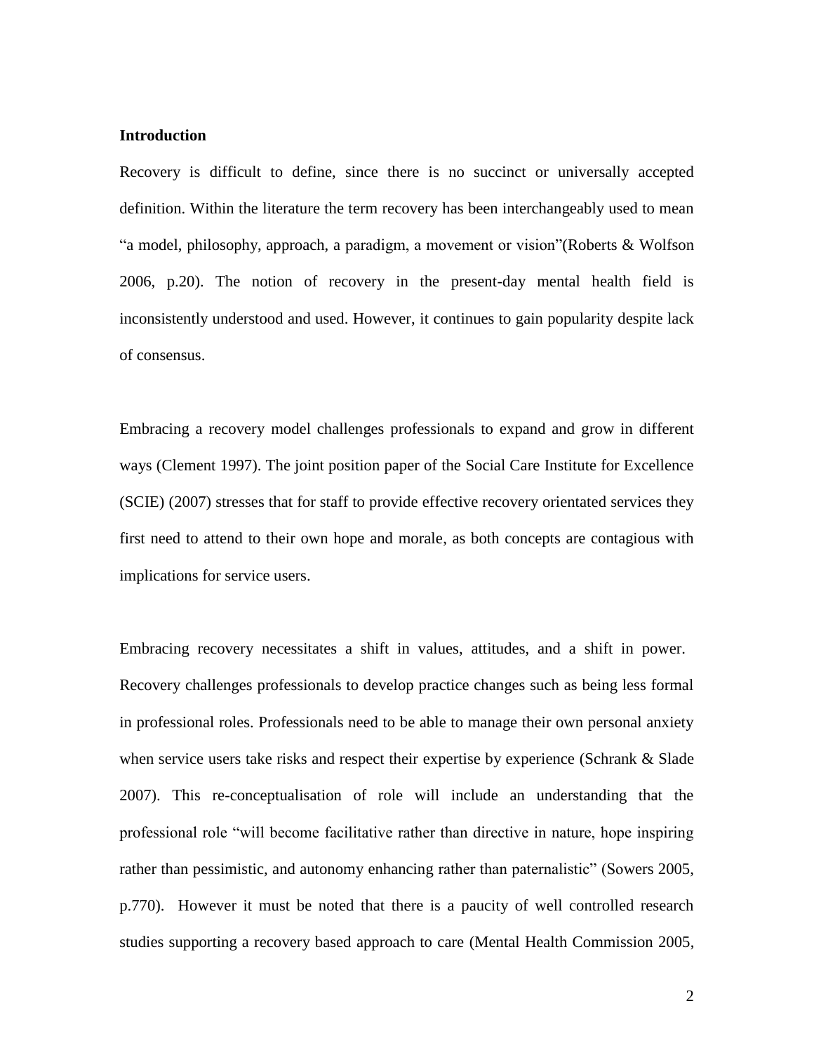**Introduction**

Recovery is difficult to define, since there is no succinct or universally accepted definition. Within the literature the term recovery has been interchangeably used to mean "a model, philosophy, approach, a paradigm, a movement or vision"(Roberts & Wolfson 2006, p.20). The notion of recovery in the present-day mental health field is inconsistently understood and used. However, it continues to gain popularity despite lack of consensus.

Embracing a recovery model challenges professionals to expand and grow in different ways (Clement 1997). The joint position paper of the Social Care Institute for Excellence (SCIE) (2007) stresses that for staff to provide effective recovery orientated services they first need to attend to their own hope and morale, as both concepts are contagious with implications for service users.

Embracing recovery necessitates a shift in values, attitudes, and a shift in power. Recovery challenges professionals to develop practice changes such as being less formal in professional roles. Professionals need to be able to manage their own personal anxiety when service users take risks and respect their expertise by experience (Schrank & Slade 2007). This re-conceptualisation of role will include an understanding that the professional role "will become facilitative rather than directive in nature, hope inspiring rather than pessimistic, and autonomy enhancing rather than paternalistic" (Sowers 2005, p.770). However it must be noted that there is a paucity of well controlled research studies supporting a recovery based approach to care (Mental Health Commission 2005,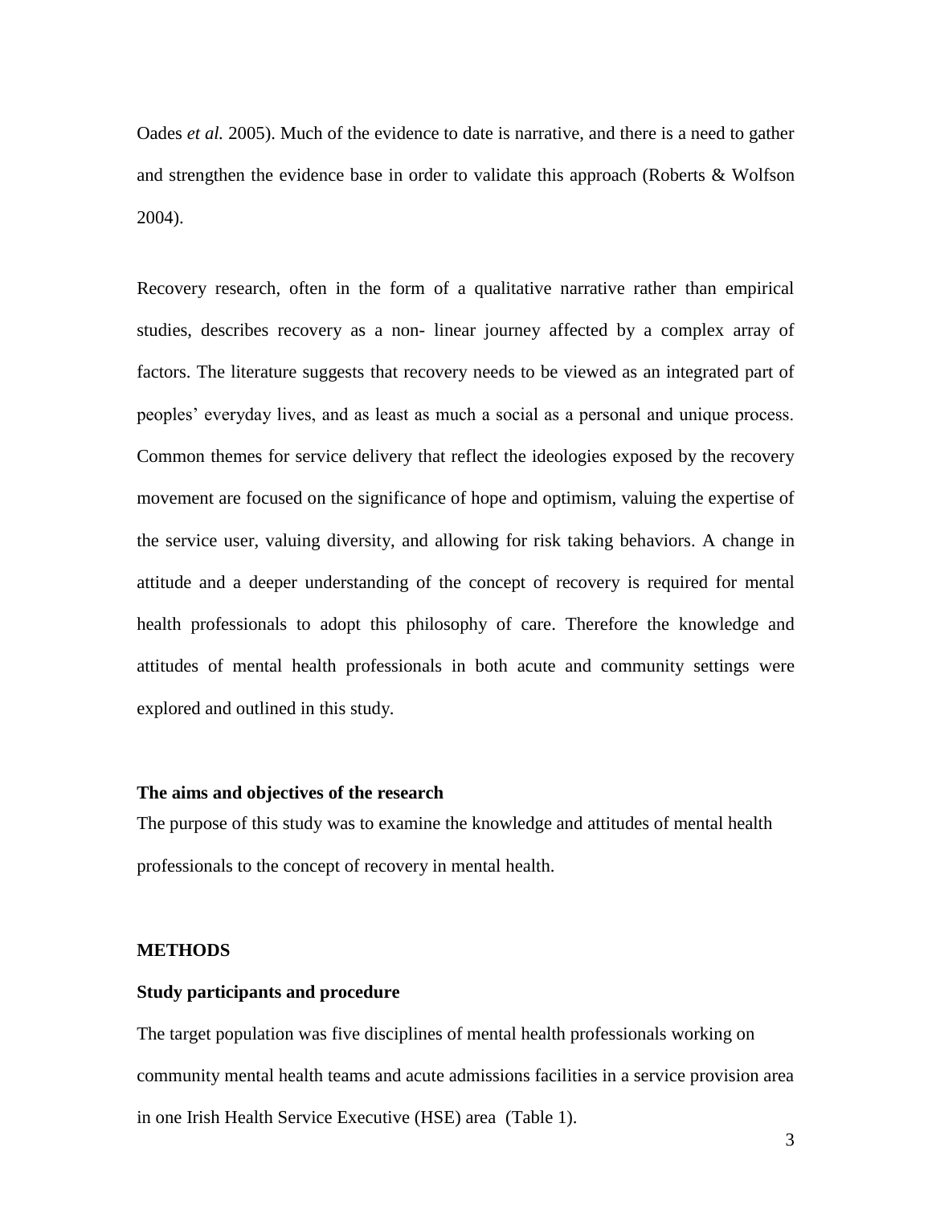Oades *et al.* 2005). Much of the evidence to date is narrative, and there is a need to gather and strengthen the evidence base in order to validate this approach (Roberts & Wolfson 2004).

Recovery research, often in the form of a qualitative narrative rather than empirical studies, describes recovery as a non- linear journey affected by a complex array of factors. The literature suggests that recovery needs to be viewed as an integrated part of peoples' everyday lives, and as least as much a social as a personal and unique process. Common themes for service delivery that reflect the ideologies exposed by the recovery movement are focused on the significance of hope and optimism, valuing the expertise of the service user, valuing diversity, and allowing for risk taking behaviors. A change in attitude and a deeper understanding of the concept of recovery is required for mental health professionals to adopt this philosophy of care. Therefore the knowledge and attitudes of mental health professionals in both acute and community settings were explored and outlined in this study.

**The aims and objectives of the research**

The purpose of this study was to examine the knowledge and attitudes of mental health professionals to the concept of recovery in mental health.

## METHODS

**Study participants and procedure**

The target population was five disciplines of mental health professionals working on community mental health teams and acute admissions facilities in a service provision area in one Irish Health Service Executive (HSE) area (Table 1).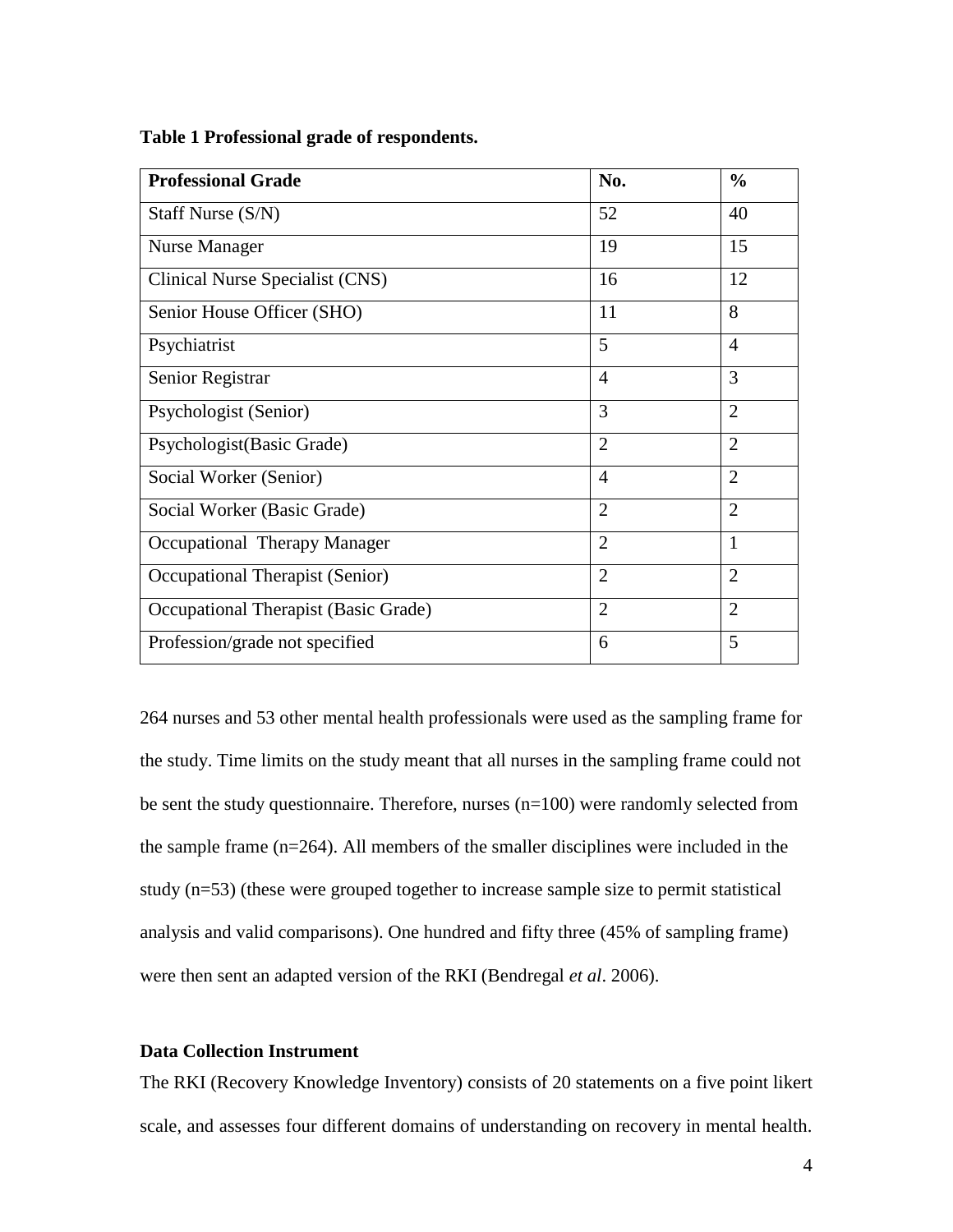**Table 1 Professional grade of respondents.**

| Professional Grade | No. | % |
|---|---|---|
| Staff Nurse (S/N) | 52 | 40 |
| Nurse Manager | 19 | 15 |
| Clinical Nurse Specialist (CNS) | 16 | 12 |
| Senior House Officer (SHO) | 11 | 8 |
| Psychiatrist | 5 | 4 |
| Senior Registrar | 4 | 3 |
| Psychologist (Senior) | 3 | 2 |
| Psychologist(Basic Grade) | 2 | 2 |
| Social Worker (Senior) | 4 | 2 |
| Social Worker (Basic Grade) | 2 | 2 |
| Occupational Therapy Manager | 2 | 1 |
| Occupational Therapist (Senior) | 2 | 2 |
| Occupational Therapist (Basic Grade) | 2 | 2 |
| Profession/grade not specified | 6 | 5 |

264 nurses and 53 other mental health professionals were used as the sampling frame for the study. Time limits on the study meant that all nurses in the sampling frame could not be sent the study questionnaire. Therefore, nurses (n=100) were randomly selected from the sample frame (n=264). All members of the smaller disciplines were included in the study (n=53) (these were grouped together to increase sample size to permit statistical analysis and valid comparisons). One hundred and fifty three (45% of sampling frame) were then sent an adapted version of the RKI (Bendregal *et al*. 2006).

### Data Collection Instrument

The RKI (Recovery Knowledge Inventory) consists of 20 statements on a five point likert scale, and assesses four different domains of understanding on recovery in mental health.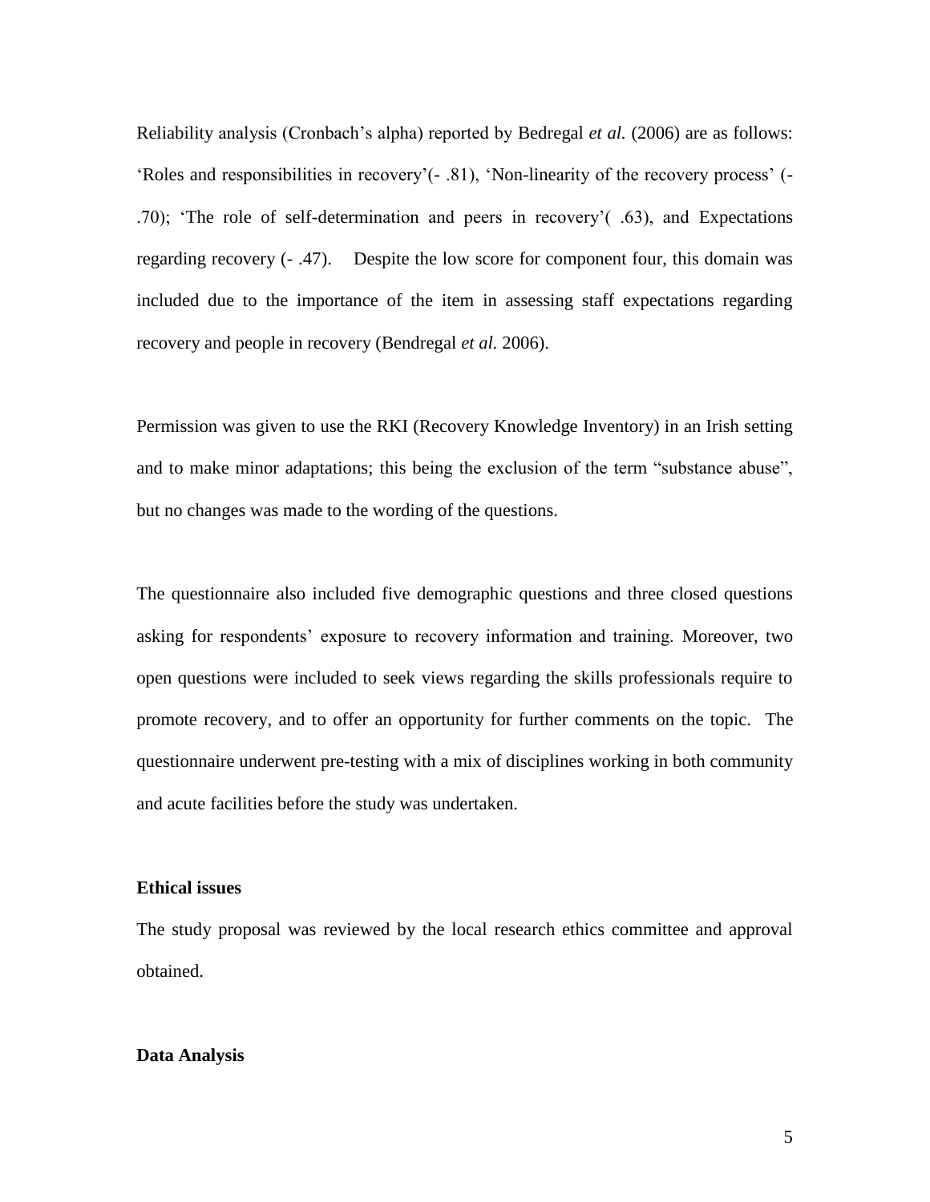Reliability analysis (Cronbach's alpha) reported by Bedregal *et al.* (2006) are as follows: 'Roles and responsibilities in recovery'(- .81), 'Non-linearity of the recovery process' (- .70); 'The role of self-determination and peers in recovery'( .63), and Expectations regarding recovery (- .47). Despite the low score for component four, this domain was included due to the importance of the item in assessing staff expectations regarding recovery and people in recovery (Bendregal *et al.* 2006).

Permission was given to use the RKI (Recovery Knowledge Inventory) in an Irish setting and to make minor adaptations; this being the exclusion of the term "substance abuse", but no changes was made to the wording of the questions.

The questionnaire also included five demographic questions and three closed questions asking for respondents' exposure to recovery information and training. Moreover, two open questions were included to seek views regarding the skills professionals require to promote recovery, and to offer an opportunity for further comments on the topic. The questionnaire underwent pre-testing with a mix of disciplines working in both community and acute facilities before the study was undertaken.

**Ethical issues**

The study proposal was reviewed by the local research ethics committee and approval obtained.

**Data Analysis**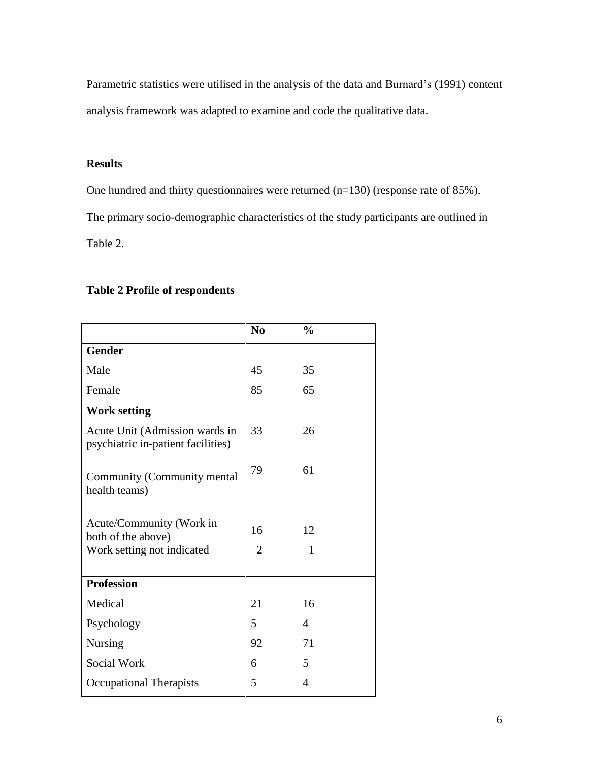Parametric statistics were utilised in the analysis of the data and Burnard's (1991) content analysis framework was adapted to examine and code the qualitative data.

## Results

One hundred and thirty questionnaires were returned (n=130) (response rate of 85%). The primary socio-demographic characteristics of the study participants are outlined in Table 2.

**Table 2 Profile of respondents**

| | No | % |
|---|---|---|
| **Gender** | | |
| Male | 45 | 35 |
| Female | 85 | 65 |
| **Work setting** | | |
| Acute Unit (Admission wards in psychiatric in-patient facilities) | 33 | 26 |
| Community (Community mental health teams) | 79 | 61 |
| Acute/Community (Work in both of the above) | 16 | 12 |
| Work setting not indicated | 2 | 1 |
| **Profession** | | |
| Medical | 21 | 16 |
| Psychology | 5 | 4 |
| Nursing | 92 | 71 |
| Social Work | 6 | 5 |
| Occupational Therapists | 5 | 4 |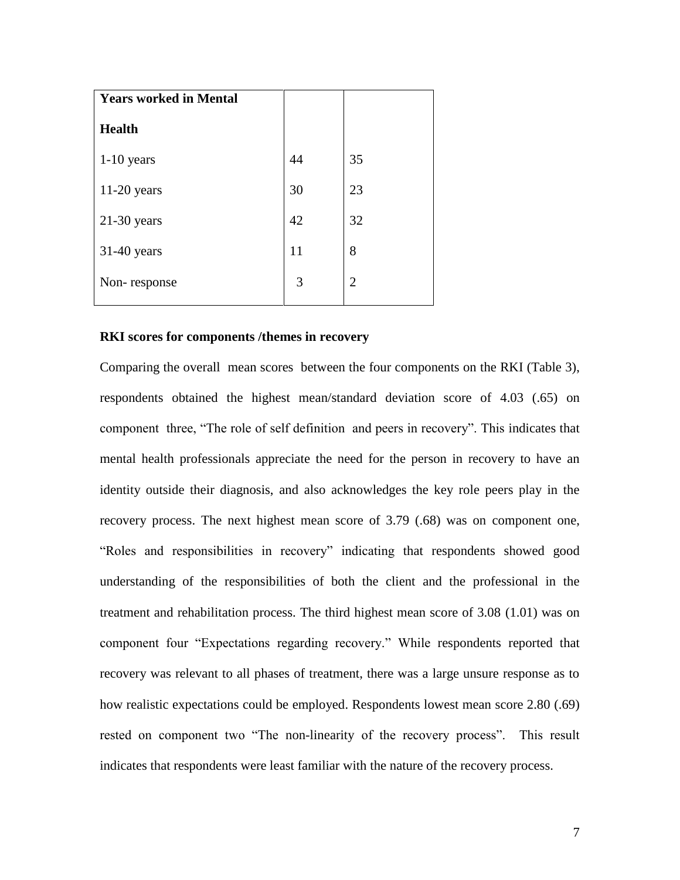| **Years worked in Mental Health** | | |
|---|---|---|
| 1-10 years | 44 | 35 |
| 11-20 years | 30 | 23 |
| 21-30 years | 42 | 32 |
| 31-40 years | 11 | 8 |
| Non- response | 3 | 2 |

**RKI scores for components /themes in recovery**

Comparing the overall mean scores between the four components on the RKI (Table 3), respondents obtained the highest mean/standard deviation score of 4.03 (.65) on component three, "The role of self definition and peers in recovery". This indicates that mental health professionals appreciate the need for the person in recovery to have an identity outside their diagnosis, and also acknowledges the key role peers play in the recovery process. The next highest mean score of 3.79 (.68) was on component one, "Roles and responsibilities in recovery" indicating that respondents showed good understanding of the responsibilities of both the client and the professional in the treatment and rehabilitation process. The third highest mean score of 3.08 (1.01) was on component four "Expectations regarding recovery." While respondents reported that recovery was relevant to all phases of treatment, there was a large unsure response as to how realistic expectations could be employed. Respondents lowest mean score 2.80 (.69) rested on component two "The non-linearity of the recovery process". This result indicates that respondents were least familiar with the nature of the recovery process.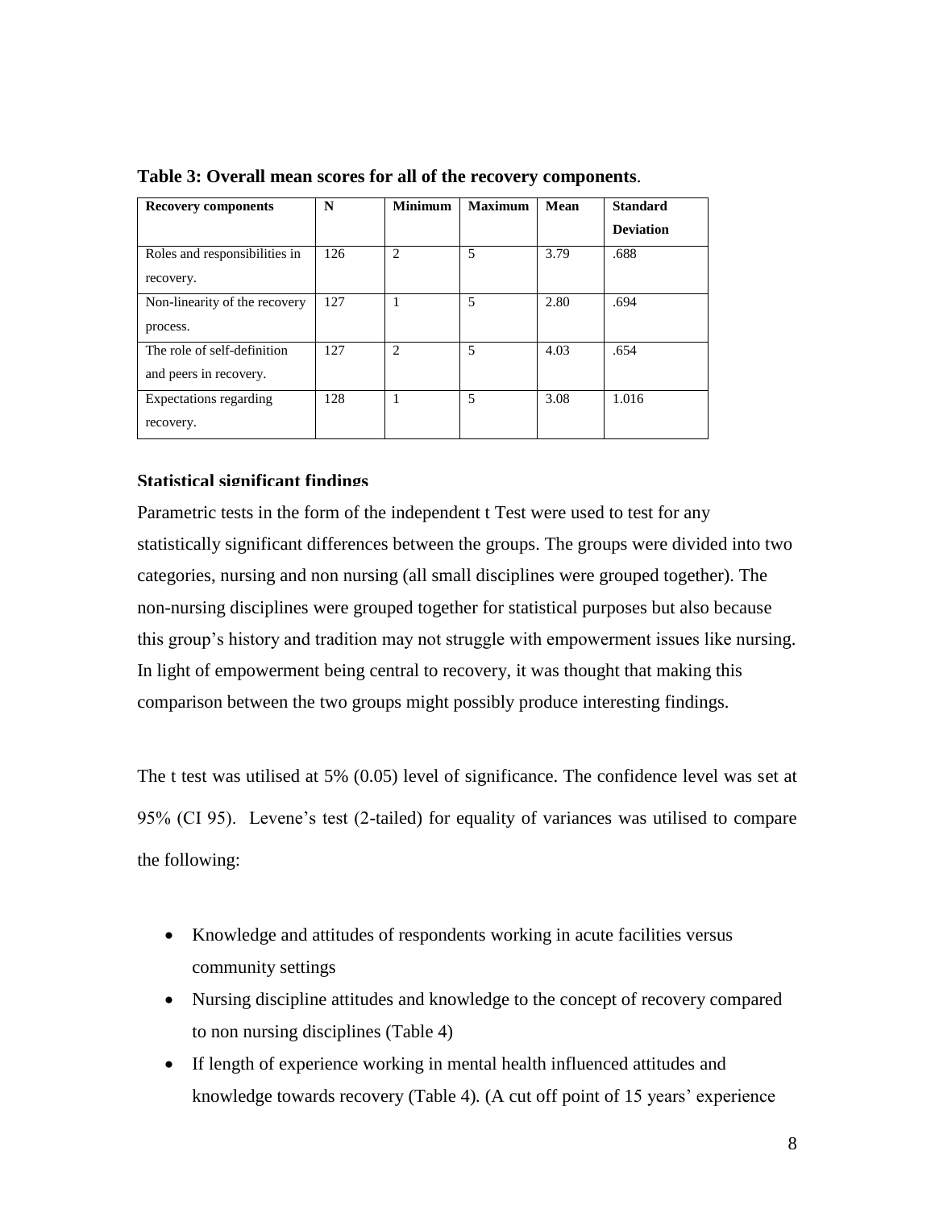**Table 3: Overall mean scores for all of the recovery components**.

| Recovery components | N | Minimum | Maximum | Mean | Standard Deviation |
|---|---|---|---|---|---|
| Roles and responsibilities in recovery. | 126 | 2 | 5 | 3.79 | .688 |
| Non-linearity of the recovery process. | 127 | 1 | 5 | 2.80 | .694 |
| The role of self-definition and peers in recovery. | 127 | 2 | 5 | 4.03 | .654 |
| Expectations regarding recovery. | 128 | 1 | 5 | 3.08 | 1.016 |

**Statistical significant findings**

Parametric tests in the form of the independent t Test were used to test for any statistically significant differences between the groups. The groups were divided into two categories, nursing and non nursing (all small disciplines were grouped together). The non-nursing disciplines were grouped together for statistical purposes but also because this group's history and tradition may not struggle with empowerment issues like nursing. In light of empowerment being central to recovery, it was thought that making this comparison between the two groups might possibly produce interesting findings.

The t test was utilised at 5% (0.05) level of significance. The confidence level was set at 95% (CI 95). Levene's test (2-tailed) for equality of variances was utilised to compare the following:

- Knowledge and attitudes of respondents working in acute facilities versus community settings
- Nursing discipline attitudes and knowledge to the concept of recovery compared to non nursing disciplines (Table 4)
- If length of experience working in mental health influenced attitudes and knowledge towards recovery (Table 4). (A cut off point of 15 years' experience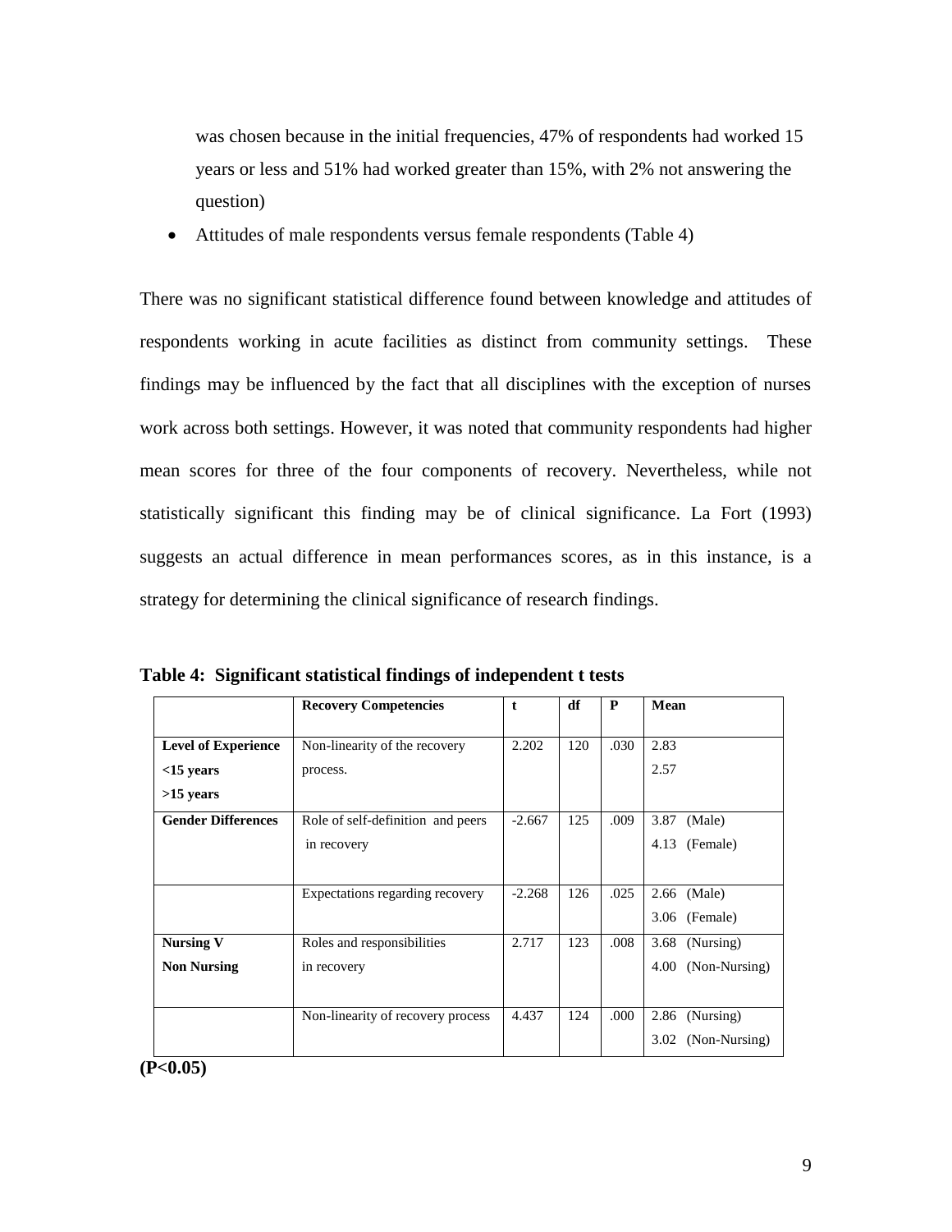was chosen because in the initial frequencies, 47% of respondents had worked 15 years or less and 51% had worked greater than 15%, with 2% not answering the question)

- Attitudes of male respondents versus female respondents (Table 4)

There was no significant statistical difference found between knowledge and attitudes of respondents working in acute facilities as distinct from community settings. These findings may be influenced by the fact that all disciplines with the exception of nurses work across both settings. However, it was noted that community respondents had higher mean scores for three of the four components of recovery. Nevertheless, while not statistically significant this finding may be of clinical significance. La Fort (1993) suggests an actual difference in mean performances scores, as in this instance, is a strategy for determining the clinical significance of research findings.

**Table 4: Significant statistical findings of independent t tests**

| | **Recovery Competencies** | **t** | **df** | **P** | **Mean** |
|---|---|---|---|---|---|
| **Level of Experience** **<15 years** **>15 years** | Non-linearity of the recovery process. | 2.202 | 120 | .030 | 2.83 2.57 |
| **Gender Differences** | Role of self-definition and peers in recovery | -2.667 | 125 | .009 | 3.87 (Male) 4.13 (Female) |
| | Expectations regarding recovery | -2.268 | 126 | .025 | 2.66 (Male) 3.06 (Female) |
| **Nursing V Non Nursing** | Roles and responsibilities in recovery | 2.717 | 123 | .008 | 3.68 (Nursing) 4.00 (Non-Nursing) |
| | Non-linearity of recovery process | 4.437 | 124 | .000 | 2.86 (Nursing) 3.02 (Non-Nursing) |

**(P<0.05)**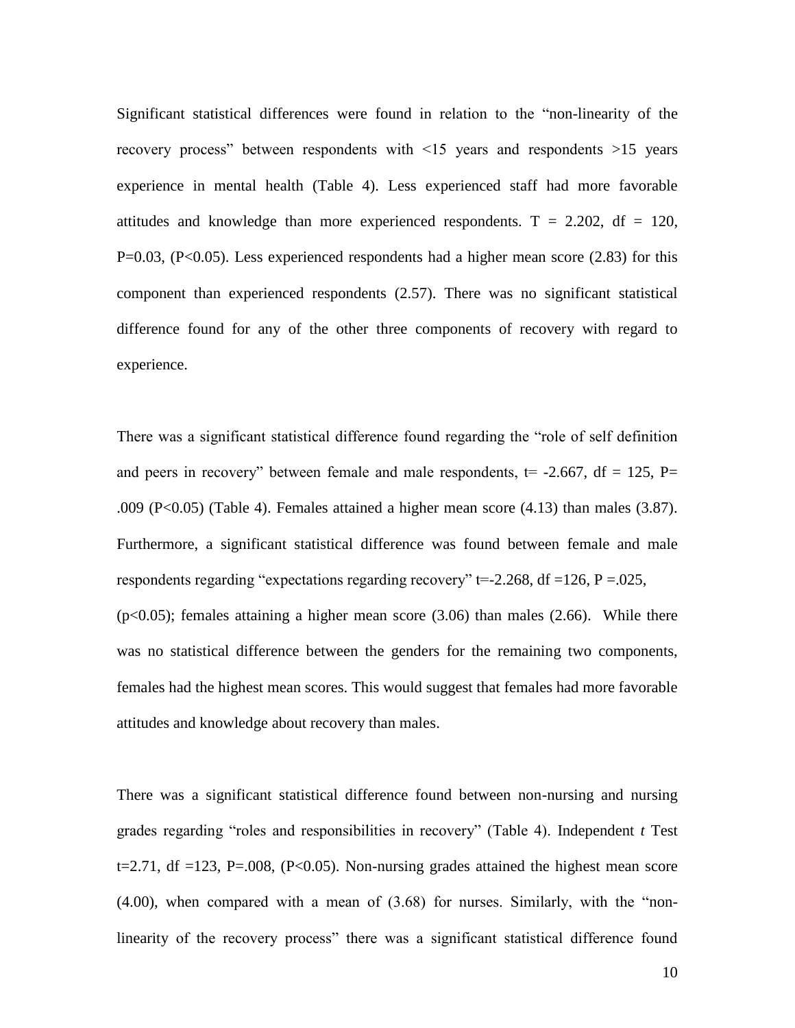Significant statistical differences were found in relation to the "non-linearity of the recovery process" between respondents with <15 years and respondents >15 years experience in mental health (Table 4). Less experienced staff had more favorable attitudes and knowledge than more experienced respondents. T = 2.202, df = 120, P=0.03, (P<0.05). Less experienced respondents had a higher mean score (2.83) for this component than experienced respondents (2.57). There was no significant statistical difference found for any of the other three components of recovery with regard to experience.

There was a significant statistical difference found regarding the "role of self definition and peers in recovery" between female and male respondents, t= -2.667, df = 125, P= .009 (P<0.05) (Table 4). Females attained a higher mean score (4.13) than males (3.87). Furthermore, a significant statistical difference was found between female and male respondents regarding "expectations regarding recovery" t=-2.268, df =126, P =.025, (p<0.05); females attaining a higher mean score (3.06) than males (2.66). While there was no statistical difference between the genders for the remaining two components, females had the highest mean scores. This would suggest that females had more favorable attitudes and knowledge about recovery than males.

There was a significant statistical difference found between non-nursing and nursing grades regarding "roles and responsibilities in recovery" (Table 4). Independent *t* Test t=2.71, df =123, P=.008, (P<0.05). Non-nursing grades attained the highest mean score (4.00), when compared with a mean of (3.68) for nurses. Similarly, with the "non-linearity of the recovery process" there was a significant statistical difference found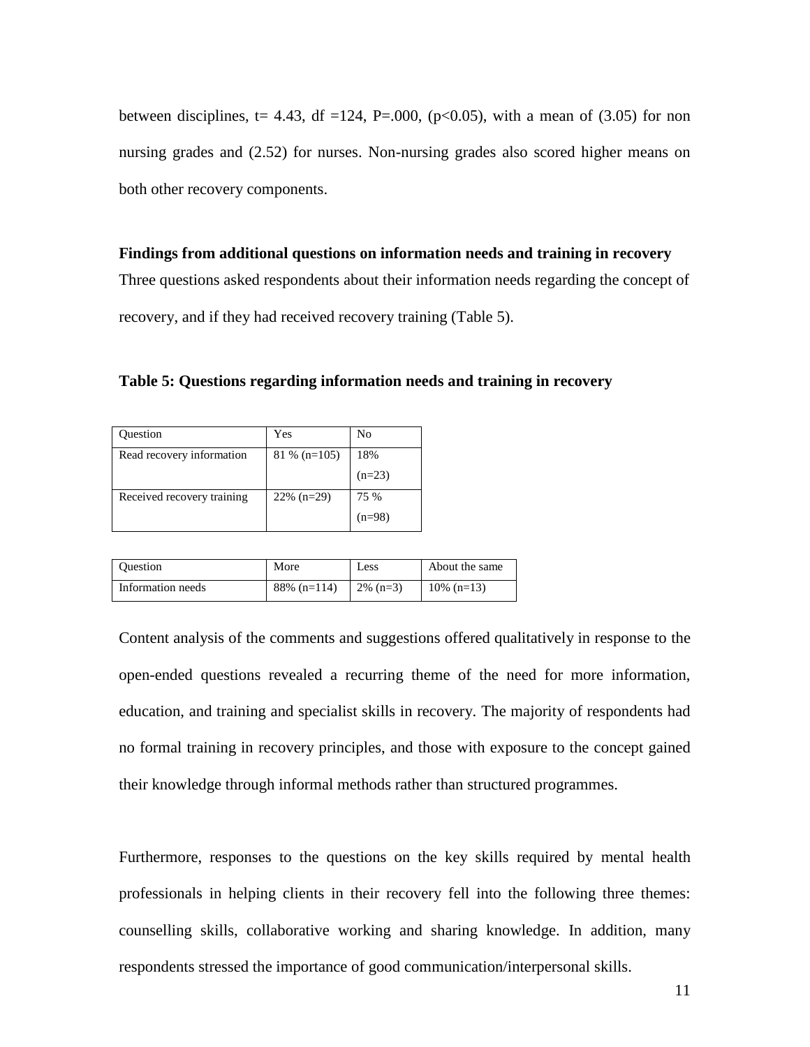between disciplines, t= 4.43, df =124, P=.000, ($p<0.05$), with a mean of (3.05) for non nursing grades and (2.52) for nurses. Non-nursing grades also scored higher means on both other recovery components.

**Findings from additional questions on information needs and training in recovery**

Three questions asked respondents about their information needs regarding the concept of recovery, and if they had received recovery training (Table 5).

**Table 5: Questions regarding information needs and training in recovery**

| Question | Yes | No |
|---|---|---|
| Read recovery information | 81 % (n=105) | 18% (n=23) |
| Received recovery training | 22% (n=29) | 75 % (n=98) |

| Question | More | Less | About the same |
|---|---|---|---|
| Information needs | 88% (n=114) | 2% (n=3) | 10% (n=13) |

Content analysis of the comments and suggestions offered qualitatively in response to the open-ended questions revealed a recurring theme of the need for more information, education, and training and specialist skills in recovery. The majority of respondents had no formal training in recovery principles, and those with exposure to the concept gained their knowledge through informal methods rather than structured programmes.

Furthermore, responses to the questions on the key skills required by mental health professionals in helping clients in their recovery fell into the following three themes: counselling skills, collaborative working and sharing knowledge. In addition, many respondents stressed the importance of good communication/interpersonal skills.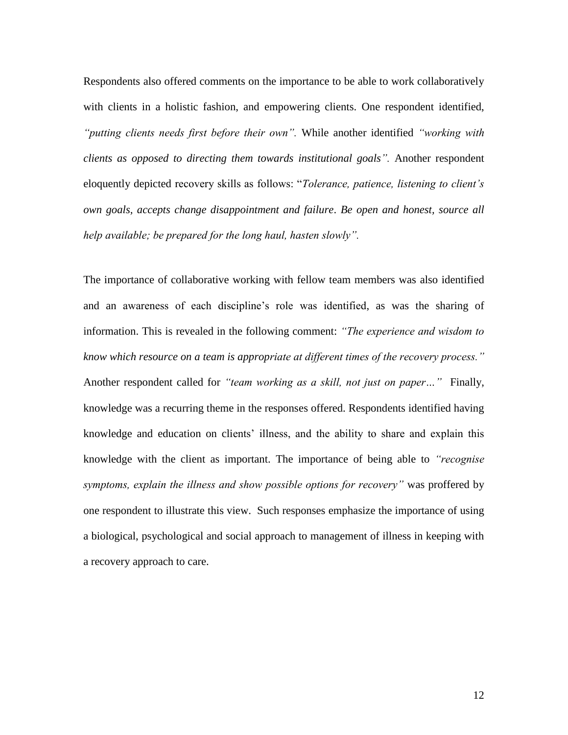Respondents also offered comments on the importance to be able to work collaboratively with clients in a holistic fashion, and empowering clients. One respondent identified, *"putting clients needs first before their own".* While another identified *"working with clients as opposed to directing them towards institutional goals".* Another respondent eloquently depicted recovery skills as follows: "*Tolerance, patience, listening to client's own goals, accepts change disappointment and failure*. *Be open and honest, source all help available; be prepared for the long haul, hasten slowly".*

The importance of collaborative working with fellow team members was also identified and an awareness of each discipline's role was identified, as was the sharing of information. This is revealed in the following comment: *"The experience and wisdom to know which resource on a team is appropriate at different times of the recovery process."* Another respondent called for *"team working as a skill, not just on paper…"* Finally, knowledge was a recurring theme in the responses offered. Respondents identified having knowledge and education on clients' illness, and the ability to share and explain this knowledge with the client as important. The importance of being able to *"recognise symptoms, explain the illness and show possible options for recovery"* was proffered by one respondent to illustrate this view. Such responses emphasize the importance of using a biological, psychological and social approach to management of illness in keeping with a recovery approach to care.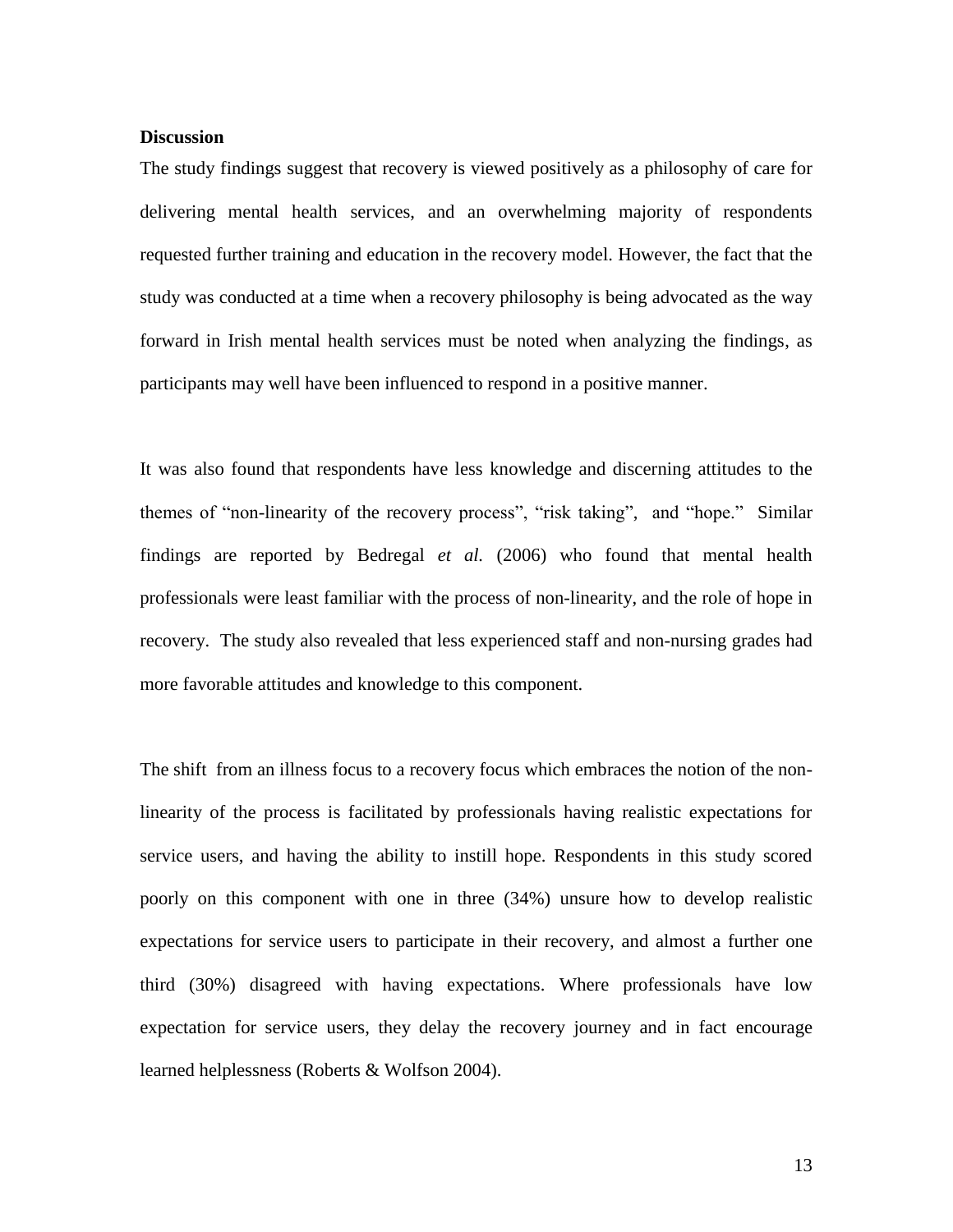**Discussion**

The study findings suggest that recovery is viewed positively as a philosophy of care for delivering mental health services, and an overwhelming majority of respondents requested further training and education in the recovery model. However, the fact that the study was conducted at a time when a recovery philosophy is being advocated as the way forward in Irish mental health services must be noted when analyzing the findings, as participants may well have been influenced to respond in a positive manner.

It was also found that respondents have less knowledge and discerning attitudes to the themes of "non-linearity of the recovery process", "risk taking", and "hope." Similar findings are reported by Bedregal *et al.* (2006) who found that mental health professionals were least familiar with the process of non-linearity, and the role of hope in recovery. The study also revealed that less experienced staff and non-nursing grades had more favorable attitudes and knowledge to this component.

The shift from an illness focus to a recovery focus which embraces the notion of the non-linearity of the process is facilitated by professionals having realistic expectations for service users, and having the ability to instill hope. Respondents in this study scored poorly on this component with one in three (34%) unsure how to develop realistic expectations for service users to participate in their recovery, and almost a further one third (30%) disagreed with having expectations. Where professionals have low expectation for service users, they delay the recovery journey and in fact encourage learned helplessness (Roberts & Wolfson 2004).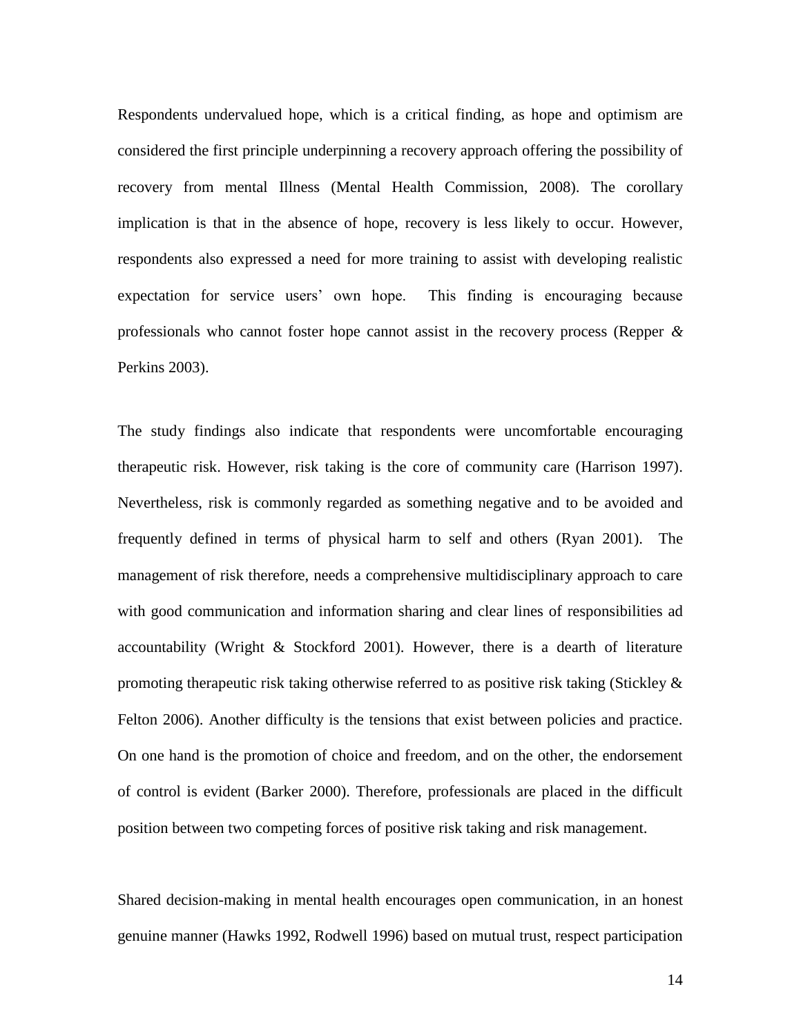Respondents undervalued hope, which is a critical finding, as hope and optimism are considered the first principle underpinning a recovery approach offering the possibility of recovery from mental Illness (Mental Health Commission, 2008). The corollary implication is that in the absence of hope, recovery is less likely to occur. However, respondents also expressed a need for more training to assist with developing realistic expectation for service users' own hope. This finding is encouraging because professionals who cannot foster hope cannot assist in the recovery process (Repper *&* Perkins 2003).

The study findings also indicate that respondents were uncomfortable encouraging therapeutic risk. However, risk taking is the core of community care (Harrison 1997). Nevertheless, risk is commonly regarded as something negative and to be avoided and frequently defined in terms of physical harm to self and others (Ryan 2001). The management of risk therefore, needs a comprehensive multidisciplinary approach to care with good communication and information sharing and clear lines of responsibilities ad accountability (Wright & Stockford 2001). However, there is a dearth of literature promoting therapeutic risk taking otherwise referred to as positive risk taking (Stickley & Felton 2006). Another difficulty is the tensions that exist between policies and practice. On one hand is the promotion of choice and freedom, and on the other, the endorsement of control is evident (Barker 2000). Therefore, professionals are placed in the difficult position between two competing forces of positive risk taking and risk management.

Shared decision-making in mental health encourages open communication, in an honest genuine manner (Hawks 1992, Rodwell 1996) based on mutual trust, respect participation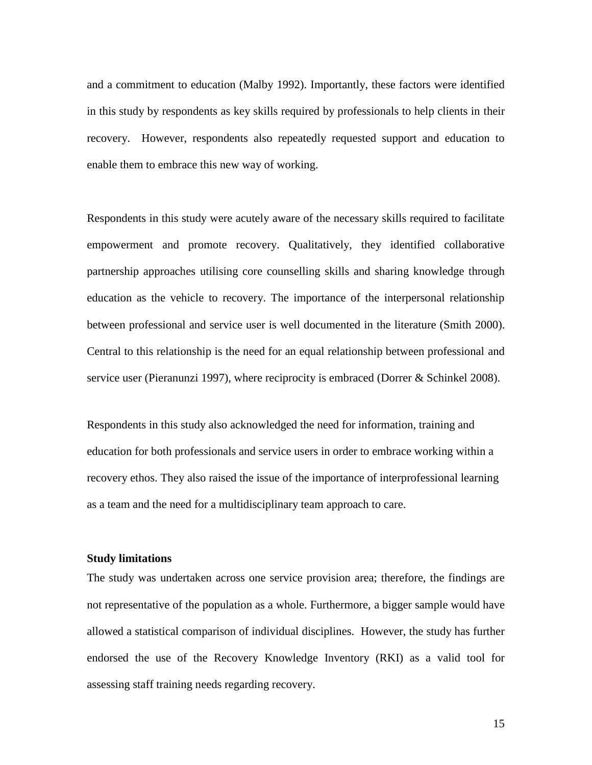and a commitment to education (Malby 1992). Importantly, these factors were identified in this study by respondents as key skills required by professionals to help clients in their recovery. However, respondents also repeatedly requested support and education to enable them to embrace this new way of working.

Respondents in this study were acutely aware of the necessary skills required to facilitate empowerment and promote recovery. Qualitatively, they identified collaborative partnership approaches utilising core counselling skills and sharing knowledge through education as the vehicle to recovery. The importance of the interpersonal relationship between professional and service user is well documented in the literature (Smith 2000). Central to this relationship is the need for an equal relationship between professional and service user (Pieranunzi 1997), where reciprocity is embraced (Dorrer & Schinkel 2008).

Respondents in this study also acknowledged the need for information, training and education for both professionals and service users in order to embrace working within a recovery ethos. They also raised the issue of the importance of interprofessional learning as a team and the need for a multidisciplinary team approach to care.

**Study limitations**

The study was undertaken across one service provision area; therefore, the findings are not representative of the population as a whole. Furthermore, a bigger sample would have allowed a statistical comparison of individual disciplines. However, the study has further endorsed the use of the Recovery Knowledge Inventory (RKI) as a valid tool for assessing staff training needs regarding recovery.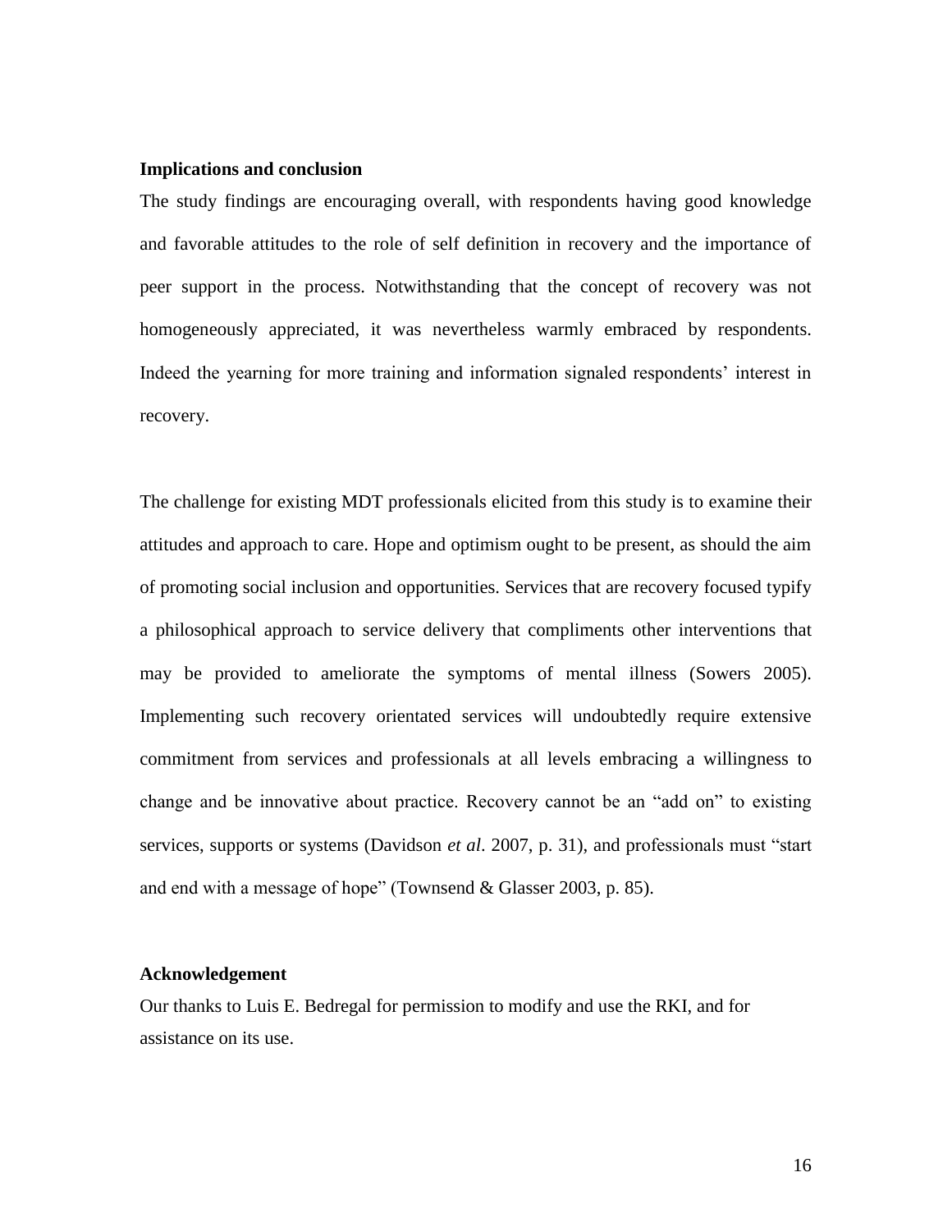## Implications and conclusion

The study findings are encouraging overall, with respondents having good knowledge and favorable attitudes to the role of self definition in recovery and the importance of peer support in the process. Notwithstanding that the concept of recovery was not homogeneously appreciated, it was nevertheless warmly embraced by respondents. Indeed the yearning for more training and information signaled respondents' interest in recovery.

The challenge for existing MDT professionals elicited from this study is to examine their attitudes and approach to care. Hope and optimism ought to be present, as should the aim of promoting social inclusion and opportunities. Services that are recovery focused typify a philosophical approach to service delivery that compliments other interventions that may be provided to ameliorate the symptoms of mental illness (Sowers 2005). Implementing such recovery orientated services will undoubtedly require extensive commitment from services and professionals at all levels embracing a willingness to change and be innovative about practice. Recovery cannot be an "add on" to existing services, supports or systems (Davidson *et al*. 2007, p. 31), and professionals must "start and end with a message of hope" (Townsend & Glasser 2003, p. 85).

## Acknowledgement

Our thanks to Luis E. Bedregal for permission to modify and use the RKI, and for assistance on its use.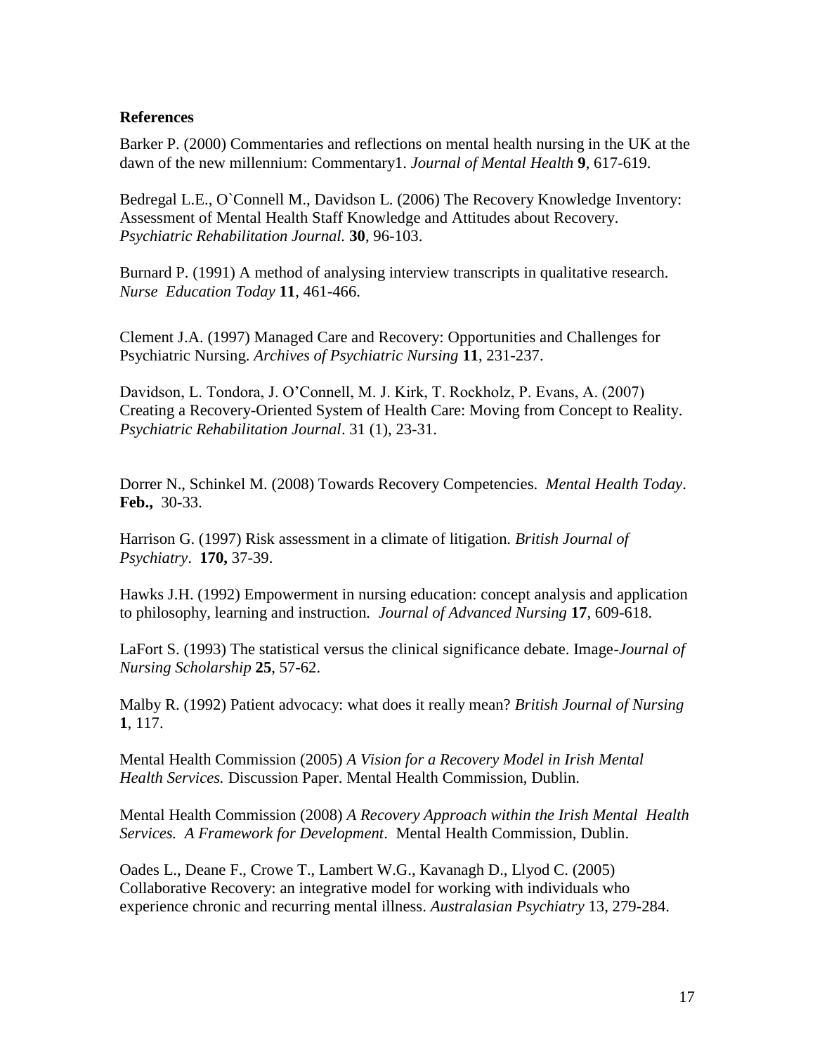**References**

Barker P. (2000) Commentaries and reflections on mental health nursing in the UK at the dawn of the new millennium: Commentary1. *Journal of Mental Health* **9**, 617-619.

Bedregal L.E., O`Connell M., Davidson L. (2006) The Recovery Knowledge Inventory: Assessment of Mental Health Staff Knowledge and Attitudes about Recovery. *Psychiatric Rehabilitation Journal.* **30**, 96-103.

Burnard P. (1991) A method of analysing interview transcripts in qualitative research. *Nurse Education Today* **11**, 461-466.

Clement J.A. (1997) Managed Care and Recovery: Opportunities and Challenges for Psychiatric Nursing. *Archives of Psychiatric Nursing* **11**, 231-237.

Davidson, L. Tondora, J. O'Connell, M. J. Kirk, T. Rockholz, P. Evans, A. (2007) Creating a Recovery-Oriented System of Health Care: Moving from Concept to Reality. *Psychiatric Rehabilitation Journal*. 31 (1), 23-31.

Dorrer N., Schinkel M. (2008) Towards Recovery Competencies. *Mental Health Today*. **Feb.,** 30-33.

Harrison G. (1997) Risk assessment in a climate of litigation. *British Journal of Psychiatry*. **170,** 37-39.

Hawks J.H. (1992) Empowerment in nursing education: concept analysis and application to philosophy, learning and instruction. *Journal of Advanced Nursing* **17**, 609-618.

LaFort S. (1993) The statistical versus the clinical significance debate. Image-*Journal of Nursing Scholarship* **25**, 57-62.

Malby R. (1992) Patient advocacy: what does it really mean? *British Journal of Nursing* **1**, 117.

Mental Health Commission (2005) *A Vision for a Recovery Model in Irish Mental Health Services.* Discussion Paper. Mental Health Commission, Dublin.

Mental Health Commission (2008) *A Recovery Approach within the Irish Mental Health Services. A Framework for Development*. Mental Health Commission, Dublin.

Oades L., Deane F., Crowe T., Lambert W.G., Kavanagh D., Llyod C. (2005) Collaborative Recovery: an integrative model for working with individuals who experience chronic and recurring mental illness. *Australasian Psychiatry* 13, 279-284.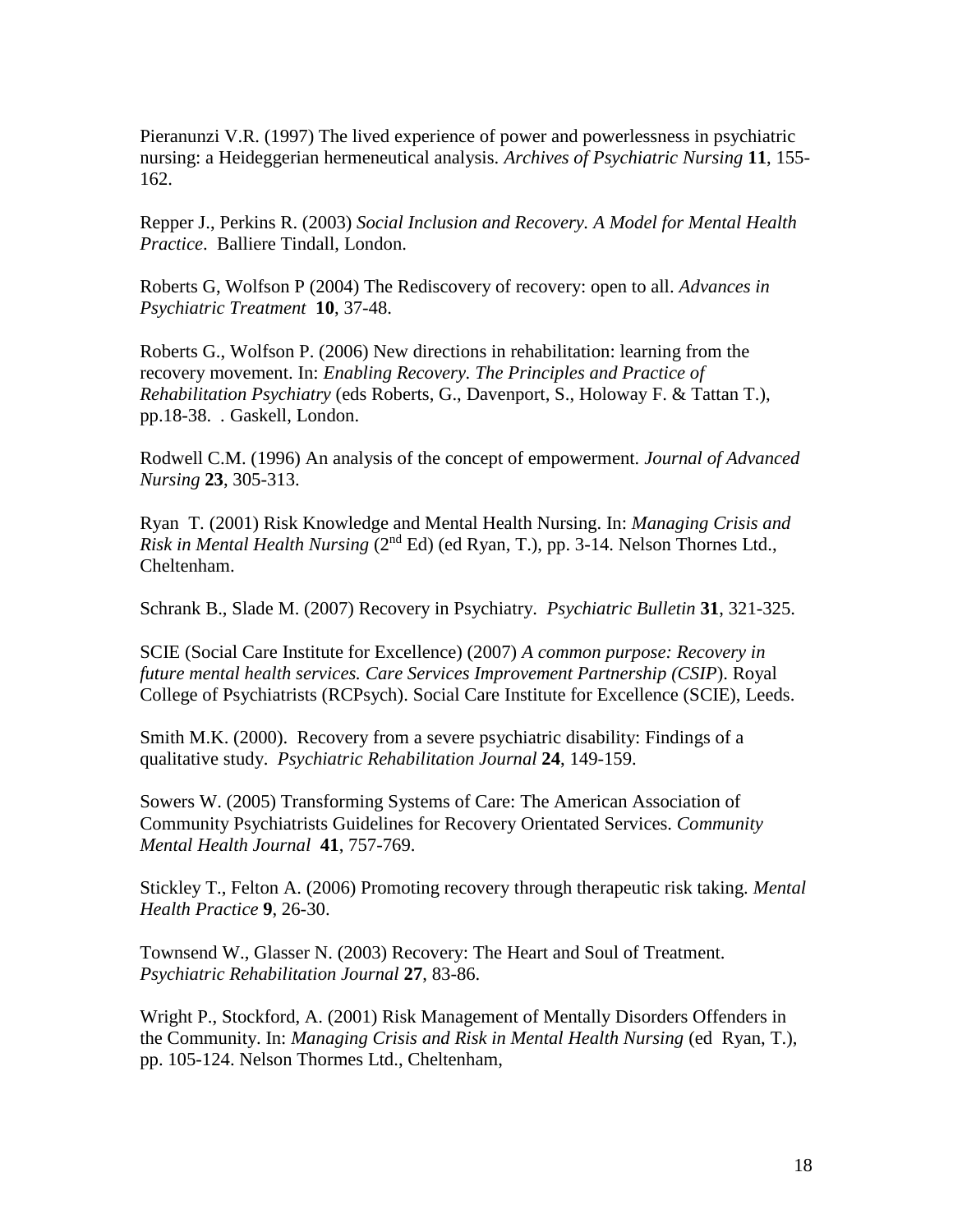Pieranunzi V.R. (1997) The lived experience of power and powerlessness in psychiatric nursing: a Heideggerian hermeneutical analysis. *Archives of Psychiatric Nursing* **11**, 155-162.

Repper J., Perkins R. (2003) *Social Inclusion and Recovery. A Model for Mental Health Practice*. Balliere Tindall, London.

Roberts G, Wolfson P (2004) The Rediscovery of recovery: open to all. *Advances in Psychiatric Treatment* **10**, 37-48.

Roberts G., Wolfson P. (2006) New directions in rehabilitation: learning from the recovery movement. In: *Enabling Recovery. The Principles and Practice of Rehabilitation Psychiatry* (eds Roberts, G., Davenport, S., Holoway F. & Tattan T.), pp.18-38. . Gaskell, London.

Rodwell C.M. (1996) An analysis of the concept of empowerment. *Journal of Advanced Nursing* **23**, 305-313.

Ryan T. (2001) Risk Knowledge and Mental Health Nursing. In: *Managing Crisis and Risk in Mental Health Nursing* (2nd Ed) (ed Ryan, T.), pp. 3-14. Nelson Thornes Ltd., Cheltenham.

Schrank B., Slade M. (2007) Recovery in Psychiatry. *Psychiatric Bulletin* **31**, 321-325.

SCIE (Social Care Institute for Excellence) (2007) *A common purpose: Recovery in future mental health services. Care Services Improvement Partnership (CSIP*). Royal College of Psychiatrists (RCPsych). Social Care Institute for Excellence (SCIE), Leeds.

Smith M.K. (2000). Recovery from a severe psychiatric disability: Findings of a qualitative study. *Psychiatric Rehabilitation Journal* **24**, 149-159.

Sowers W. (2005) Transforming Systems of Care: The American Association of Community Psychiatrists Guidelines for Recovery Orientated Services. *Community Mental Health Journal* **41**, 757-769.

Stickley T., Felton A. (2006) Promoting recovery through therapeutic risk taking. *Mental Health Practice* **9**, 26-30.

Townsend W., Glasser N. (2003) Recovery: The Heart and Soul of Treatment. *Psychiatric Rehabilitation Journal* **27**, 83-86.

Wright P., Stockford, A. (2001) Risk Management of Mentally Disorders Offenders in the Community. In: *Managing Crisis and Risk in Mental Health Nursing* (ed Ryan, T.), pp. 105-124. Nelson Thormes Ltd., Cheltenham,